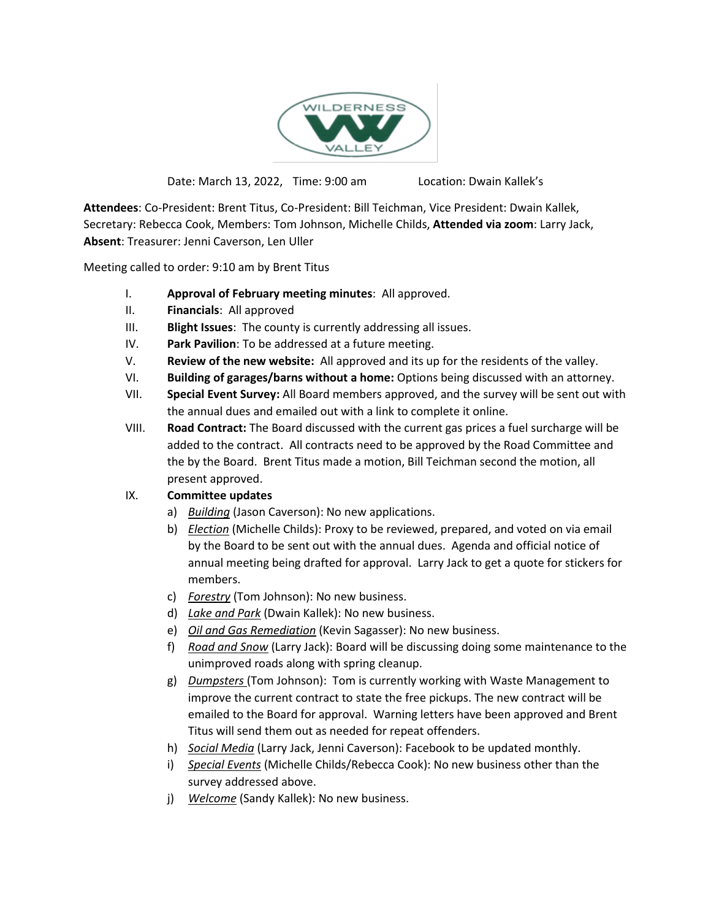Date: March 13, 2022, Time: 9:00 am Location: Dwain Kallek's

**Attendees**: Co-President: Brent Titus, Co-President: Bill Teichman, Vice President: Dwain Kallek, Secretary: Rebecca Cook, Members: Tom Johnson, Michelle Childs, **Attended via zoom**: Larry Jack, **Absent**: Treasurer: Jenni Caverson, Len Uller

Meeting called to order: 9:10 am by Brent Titus

I. **Approval of February meeting minutes**: All approved.

II. **Financials**: All approved

III. **Blight Issues**: The county is currently addressing all issues.

IV. **Park Pavilion**: To be addressed at a future meeting.

V. **Review of the new website:** All approved and its up for the residents of the valley.

VI. **Building of garages/barns without a home:** Options being discussed with an attorney.

VII. **Special Event Survey:** All Board members approved, and the survey will be sent out with the annual dues and emailed out with a link to complete it online.

VIII. **Road Contract:** The Board discussed with the current gas prices a fuel surcharge will be added to the contract. All contracts need to be approved by the Road Committee and the by the Board. Brent Titus made a motion, Bill Teichman second the motion, all present approved.

IX. **Committee updates**

a) *Building* (Jason Caverson): No new applications.

b) *Election* (Michelle Childs): Proxy to be reviewed, prepared, and voted on via email by the Board to be sent out with the annual dues. Agenda and official notice of annual meeting being drafted for approval. Larry Jack to get a quote for stickers for members.

c) *Forestry* (Tom Johnson): No new business.

d) *Lake and Park* (Dwain Kallek): No new business.

e) *Oil and Gas Remediation* (Kevin Sagasser): No new business.

f) *Road and Snow* (Larry Jack): Board will be discussing doing some maintenance to the unimproved roads along with spring cleanup.

g) *Dumpsters* (Tom Johnson): Tom is currently working with Waste Management to improve the current contract to state the free pickups. The new contract will be emailed to the Board for approval. Warning letters have been approved and Brent Titus will send them out as needed for repeat offenders.

h) *Social Media* (Larry Jack, Jenni Caverson): Facebook to be updated monthly.

i) *Special Events* (Michelle Childs/Rebecca Cook): No new business other than the survey addressed above.

j) *Welcome* (Sandy Kallek): No new business.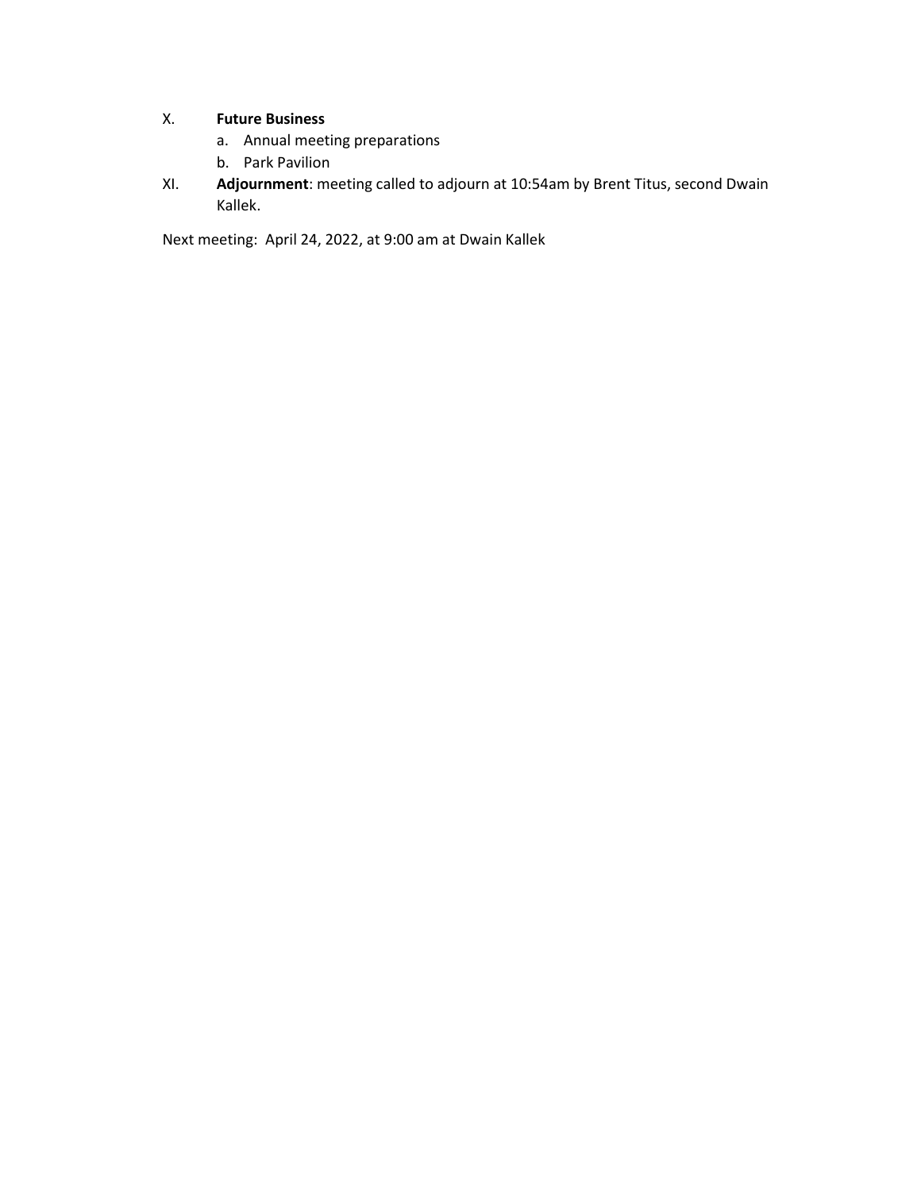X. **Future Business**
   a. Annual meeting preparations
   b. Park Pavilion

XI. **Adjournment**: meeting called to adjourn at 10:54am by Brent Titus, second Dwain Kallek.

Next meeting: April 24, 2022, at 9:00 am at Dwain Kallek